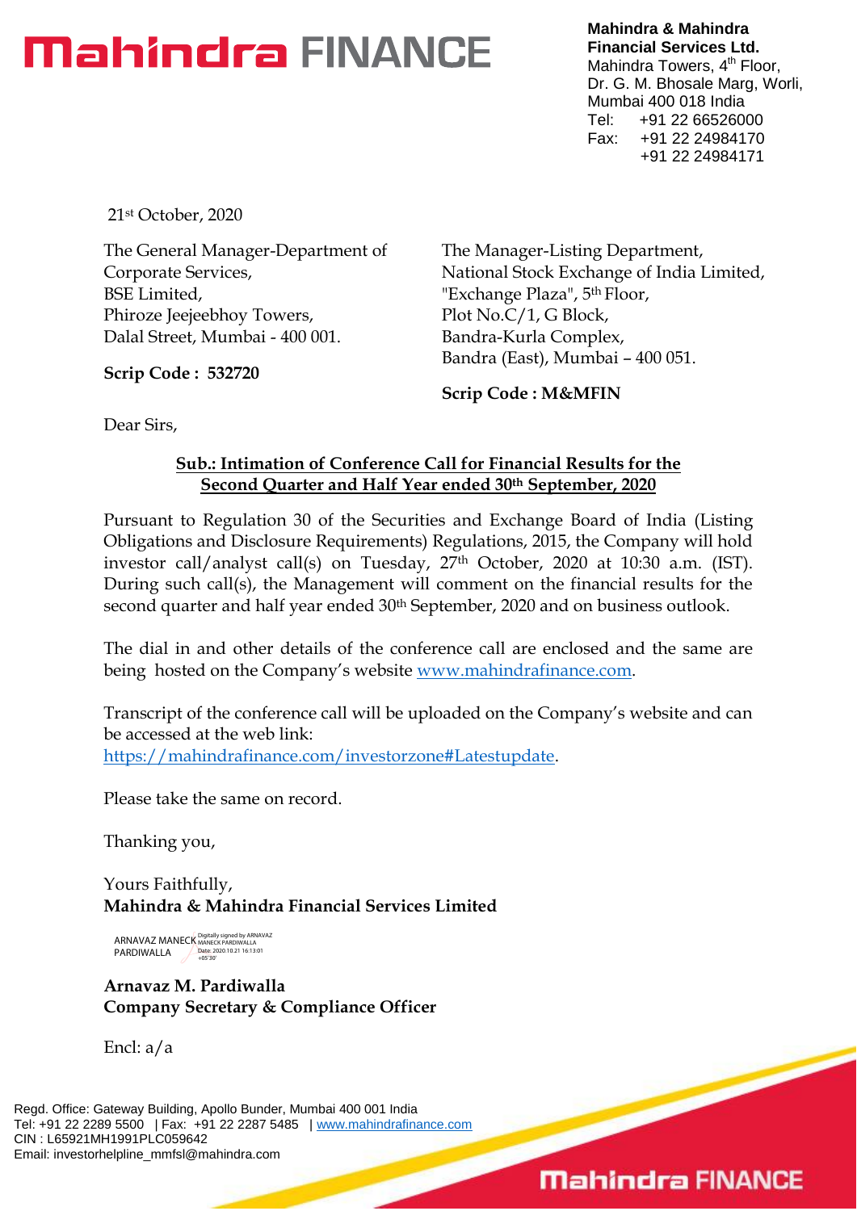# Mahindra FINANCE

**Mahindra & Mahindra Financial Services Ltd.**
Mahindra Towers, 4th Floor,
Dr. G. M. Bhosale Marg, Worli,
Mumbai 400 018 India
Tel: +91 22 66526000
Fax: +91 22 24984170
+91 22 24984171

21st October, 2020

The General Manager-Department of Corporate Services,
BSE Limited,
Phiroze Jeejeebhoy Towers,
Dalal Street, Mumbai - 400 001.

**Scrip Code : 532720**

The Manager-Listing Department,
National Stock Exchange of India Limited,
"Exchange Plaza", 5th Floor,
Plot No.C/1, G Block,
Bandra-Kurla Complex,
Bandra (East), Mumbai – 400 051.

**Scrip Code : M&MFIN**

Dear Sirs,

**Sub.: Intimation of Conference Call for Financial Results for the Second Quarter and Half Year ended 30th September, 2020**

Pursuant to Regulation 30 of the Securities and Exchange Board of India (Listing Obligations and Disclosure Requirements) Regulations, 2015, the Company will hold investor call/analyst call(s) on Tuesday, 27th October, 2020 at 10:30 a.m. (IST). During such call(s), the Management will comment on the financial results for the second quarter and half year ended 30th September, 2020 and on business outlook.

The dial in and other details of the conference call are enclosed and the same are being hosted on the Company's website www.mahindrafinance.com.

Transcript of the conference call will be uploaded on the Company's website and can be accessed at the web link:
https://mahindrafinance.com/investorzone#Latestupdate.

Please take the same on record.

Thanking you,

Yours Faithfully,
**Mahindra & Mahindra Financial Services Limited**

ARNAVAZ MANECK PARDIWALLA — Digitally signed by ARNAVAZ MANECK PARDIWALLA Date: 2020.10.21 16:13:01 +05'30'

**Arnavaz M. Pardiwalla**
**Company Secretary & Compliance Officer**

Encl: a/a

Regd. Office: Gateway Building, Apollo Bunder, Mumbai 400 001 India
Tel: +91 22 2289 5500 | Fax: +91 22 2287 5485 | www.mahindrafinance.com
CIN : L65921MH1991PLC059642
Email: investorhelpline_mmfsl@mahindra.com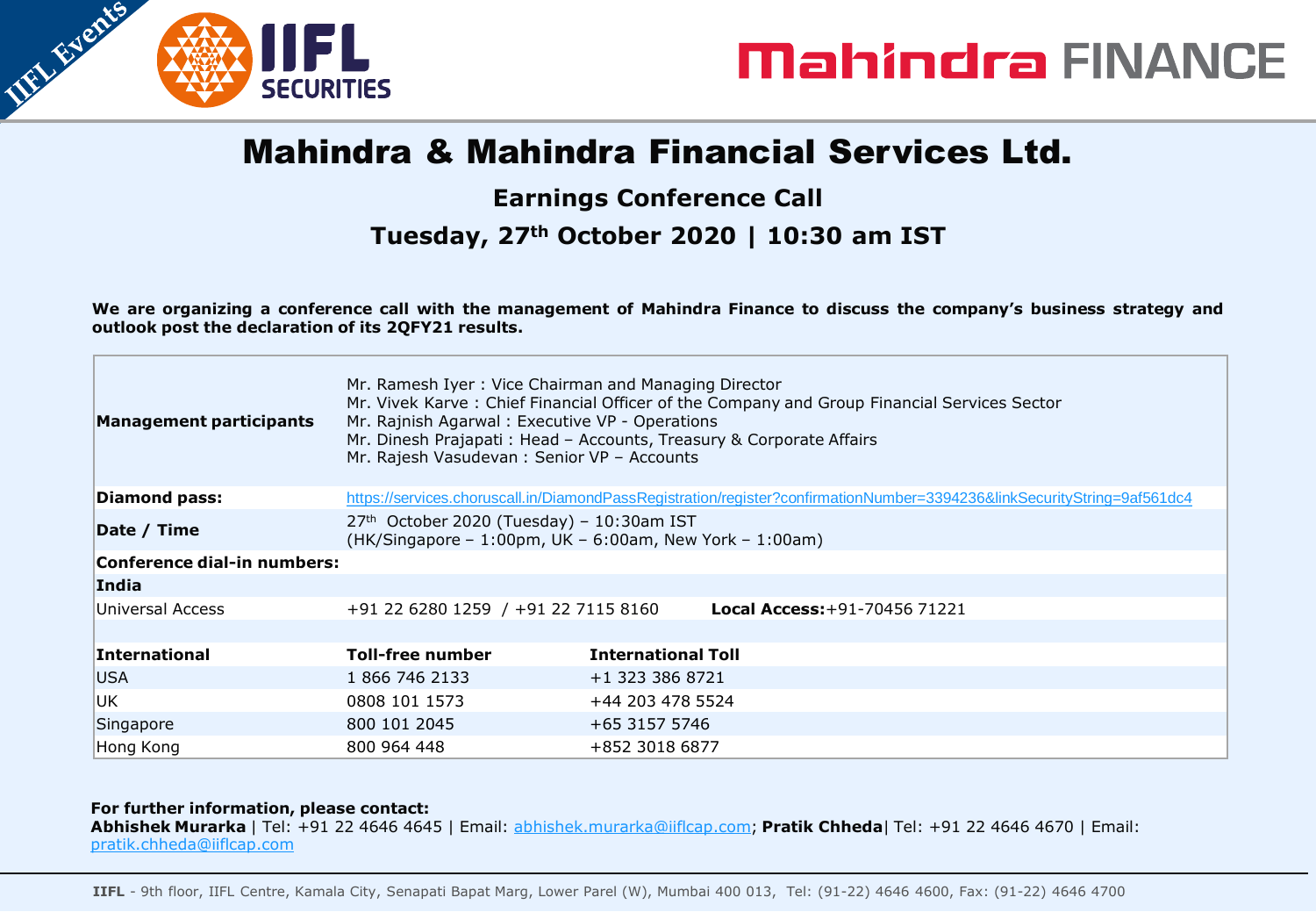# Mahindra & Mahindra Financial Services Ltd.

## Earnings Conference Call

## Tuesday, 27th October 2020 | 10:30 am IST

**We are organizing a conference call with the management of Mahindra Finance to discuss the company's business strategy and outlook post the declaration of its 2QFY21 results.**

| | | |
|---|---|---|
| **Management participants** | Mr. Ramesh Iyer : Vice Chairman and Managing Director<br>Mr. Vivek Karve : Chief Financial Officer of the Company and Group Financial Services Sector<br>Mr. Rajnish Agarwal : Executive VP - Operations<br>Mr. Dinesh Prajapati : Head – Accounts, Treasury & Corporate Affairs<br>Mr. Rajesh Vasudevan : Senior VP – Accounts | |
| **Diamond pass:** | https://services.choruscall.in/DiamondPassRegistration/register?confirmationNumber=3394236&linkSecurityString=9af561dc4 | |
| **Date / Time** | 27th October 2020 (Tuesday) – 10:30am IST<br>(HK/Singapore – 1:00pm, UK – 6:00am, New York – 1:00am) | |
| **Conference dial-in numbers:** | | |
| **India** | | |
| Universal Access | +91 22 6280 1259 / +91 22 7115 8160 | **Local Access:**+91-70456 71221 |
| | | |
| **International** | **Toll-free number** | **International Toll** |
| USA | 1 866 746 2133 | +1 323 386 8721 |
| UK | 0808 101 1573 | +44 203 478 5524 |
| Singapore | 800 101 2045 | +65 3157 5746 |
| Hong Kong | 800 964 448 | +852 3018 6877 |

**For further information, please contact:**
**Abhishek Murarka** | Tel: +91 22 4646 4645 | Email: abhishek.murarka@iiflcap.com; **Pratik Chheda**| Tel: +91 22 4646 4670 | Email: pratik.chheda@iiflcap.com

**IIFL** - 9th floor, IIFL Centre, Kamala City, Senapati Bapat Marg, Lower Parel (W), Mumbai 400 013, Tel: (91-22) 4646 4600, Fax: (91-22) 4646 4700